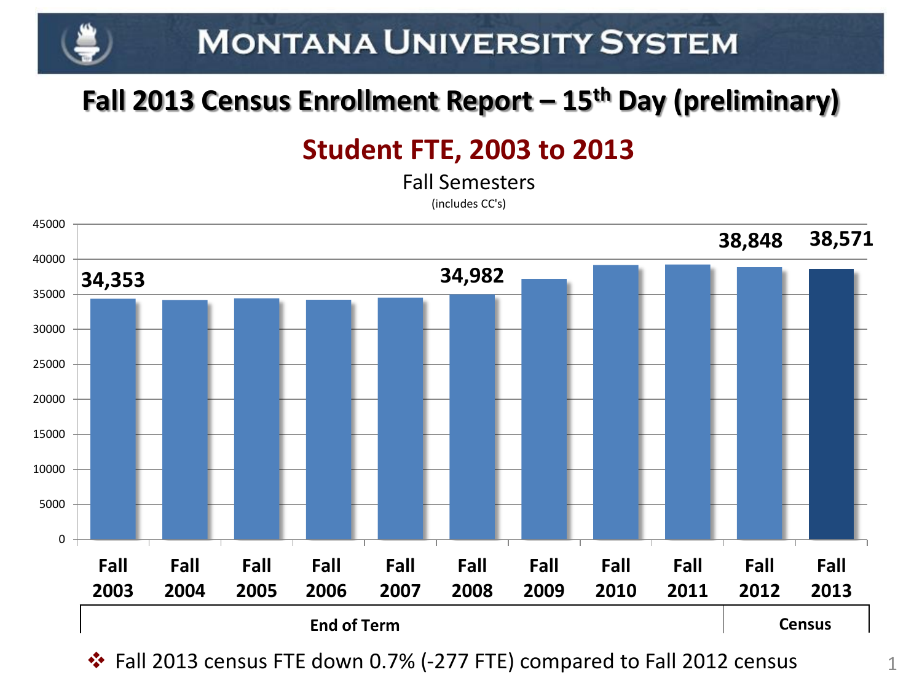# Montana University System

## Fall 2013 Census Enrollment Report – 15th Day (preliminary)

### Student FTE, 2003 to 2013

Fall Semesters

(includes CC's)

| Fall Semester | Student FTE |
|---|---|
| Fall 2003 | 34,353 |
| Fall 2008 | 34,982 |
| Fall 2012 | 38,848 |
| Fall 2013 | 38,571 |

Fall 2003 – Fall 2011: End of Term; Fall 2012 – Fall 2013: Census

- Fall 2013 census FTE down 0.7% (-277 FTE) compared to Fall 2012 census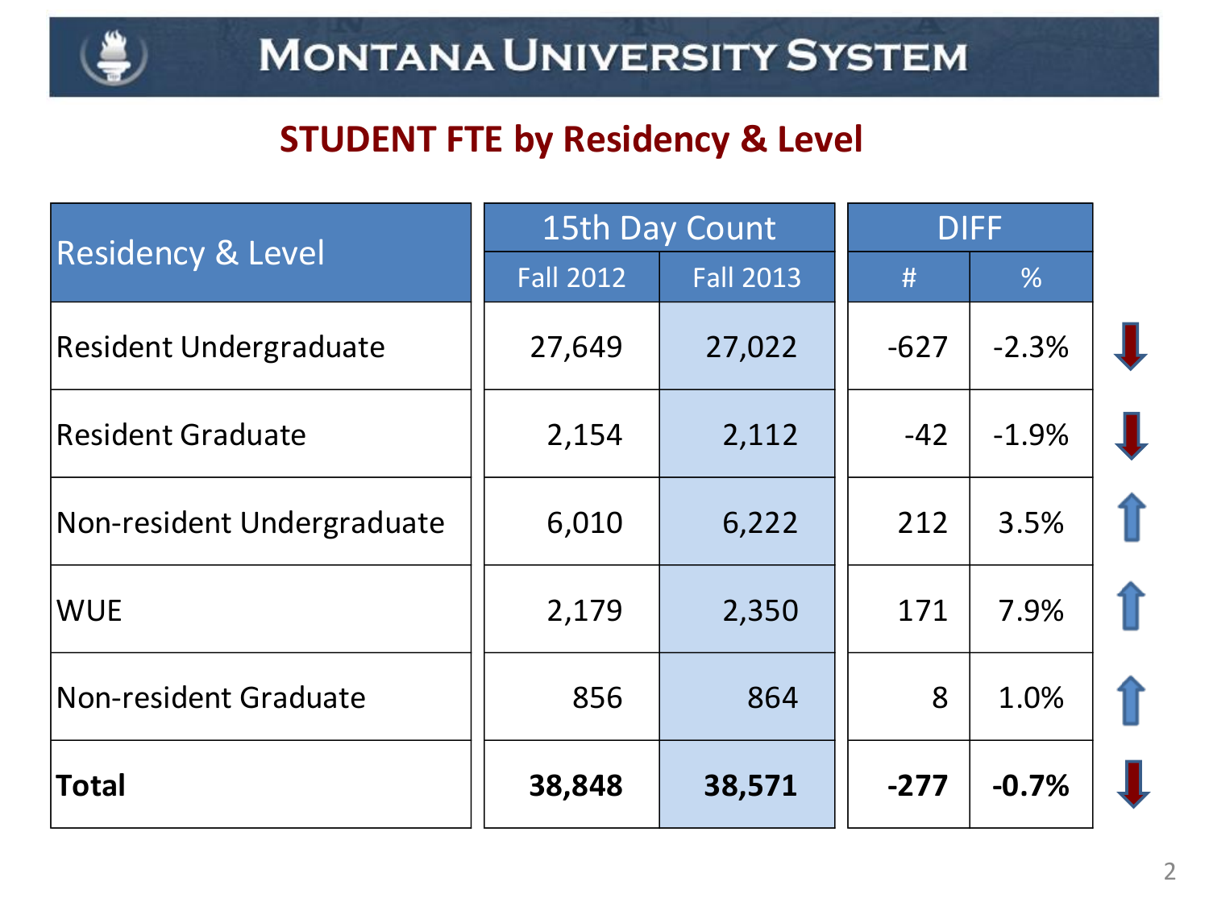# Montana University System

## STUDENT FTE by Residency & Level

| Residency & Level | 15th Day Count | | DIFF | |
|---|---|---|---|---|
| | Fall 2012 | Fall 2013 | # | % |
| Resident Undergraduate | 27,649 | 27,022 | -627 | -2.3% |
| Resident Graduate | 2,154 | 2,112 | -42 | -1.9% |
| Non-resident Undergraduate | 6,010 | 6,222 | 212 | 3.5% |
| WUE | 2,179 | 2,350 | 171 | 7.9% |
| Non-resident Graduate | 856 | 864 | 8 | 1.0% |
| **Total** | **38,848** | **38,571** | **-277** | **-0.7%** |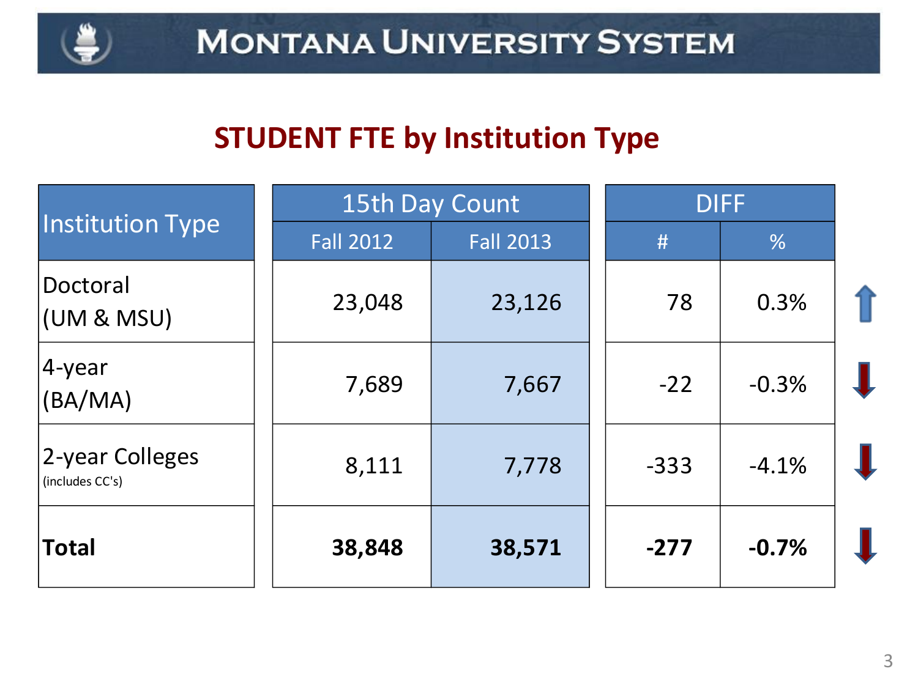# STUDENT FTE by Institution Type

| Institution Type | 15th Day Count | | DIFF | |
|---|---|---|---|---|
| | Fall 2012 | Fall 2013 | # | % |
| Doctoral (UM & MSU) | 23,048 | 23,126 | 78 | 0.3% |
| 4-year (BA/MA) | 7,689 | 7,667 | -22 | -0.3% |
| 2-year Colleges (includes CC's) | 8,111 | 7,778 | -333 | -4.1% |
| **Total** | **38,848** | **38,571** | **-277** | **-0.7%** |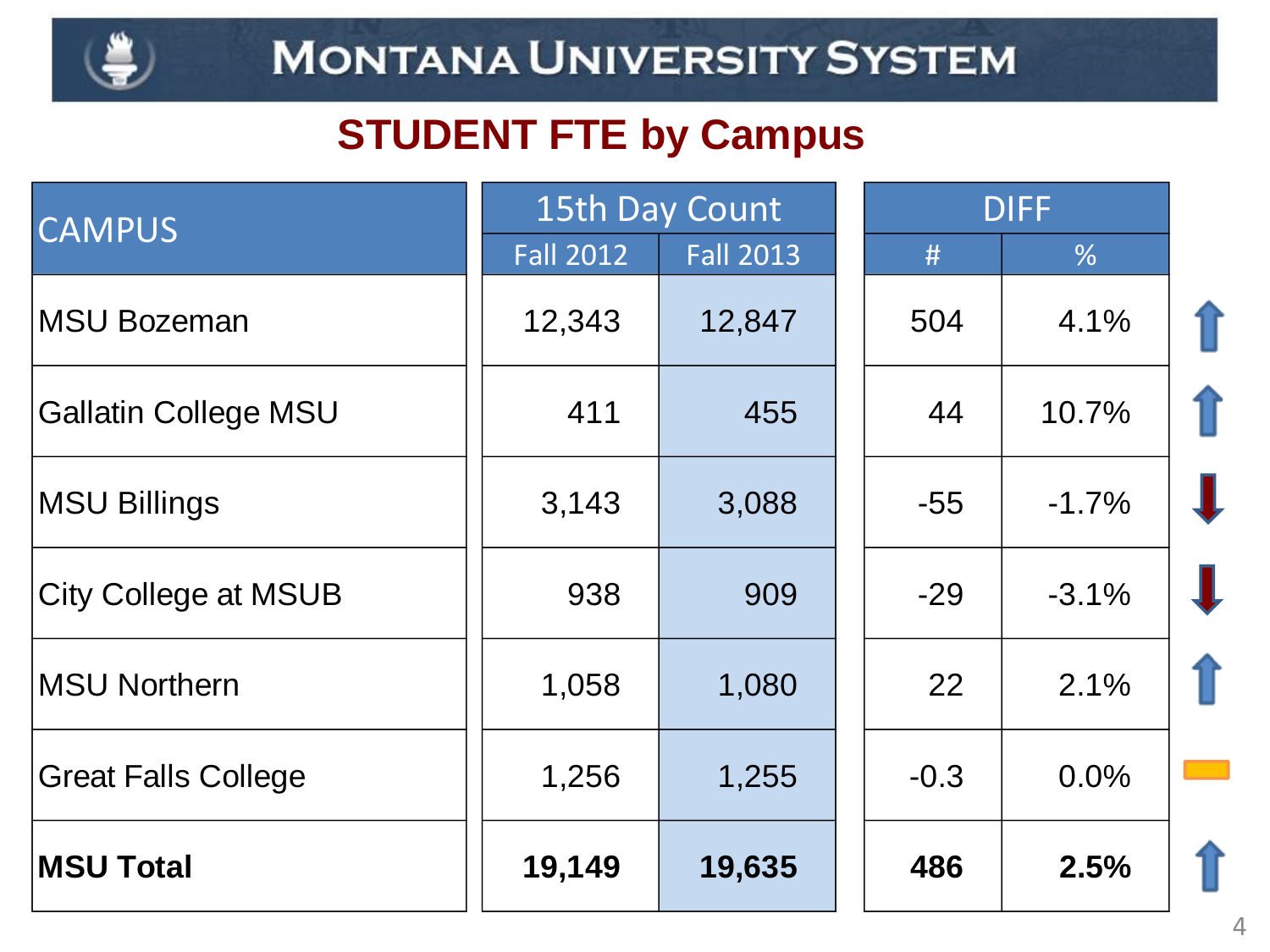# MONTANA UNIVERSITY SYSTEM

## STUDENT FTE by Campus

| CAMPUS | 15th Day Count | | DIFF | |
|---|---|---|---|---|
| | Fall 2012 | Fall 2013 | # | % |
| MSU Bozeman | 12,343 | 12,847 | 504 | 4.1% |
| Gallatin College MSU | 411 | 455 | 44 | 10.7% |
| MSU Billings | 3,143 | 3,088 | -55 | -1.7% |
| City College at MSUB | 938 | 909 | -29 | -3.1% |
| MSU Northern | 1,058 | 1,080 | 22 | 2.1% |
| Great Falls College | 1,256 | 1,255 | -0.3 | 0.0% |
| **MSU Total** | **19,149** | **19,635** | **486** | **2.5%** |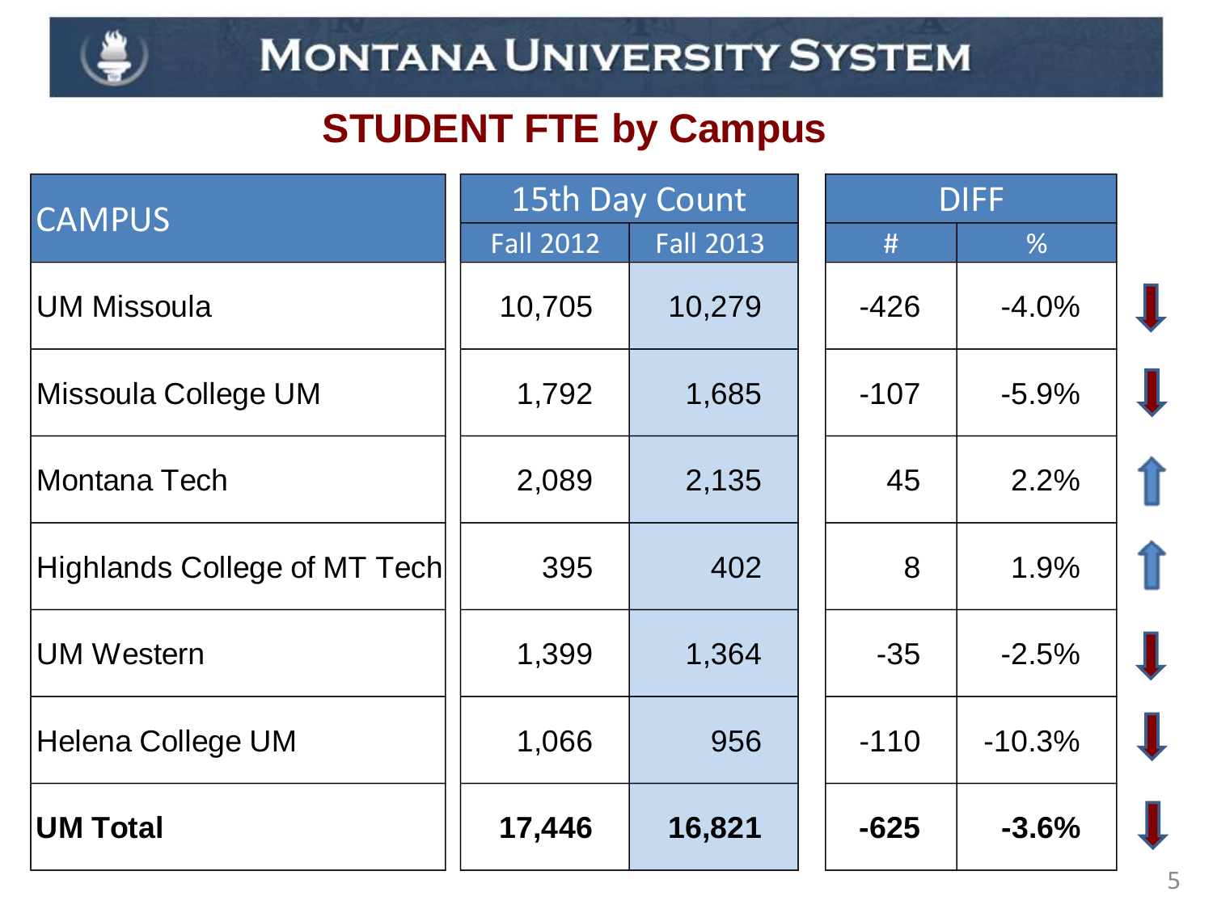# MONTANA UNIVERSITY SYSTEM

## STUDENT FTE by Campus

| CAMPUS | 15th Day Count | | DIFF | |
|---|---|---|---|---|
| | Fall 2012 | Fall 2013 | # | % |
| UM Missoula | 10,705 | 10,279 | -426 | -4.0% |
| Missoula College UM | 1,792 | 1,685 | -107 | -5.9% |
| Montana Tech | 2,089 | 2,135 | 45 | 2.2% |
| Highlands College of MT Tech | 395 | 402 | 8 | 1.9% |
| UM Western | 1,399 | 1,364 | -35 | -2.5% |
| Helena College UM | 1,066 | 956 | -110 | -10.3% |
| **UM Total** | **17,446** | **16,821** | **-625** | **-3.6%** |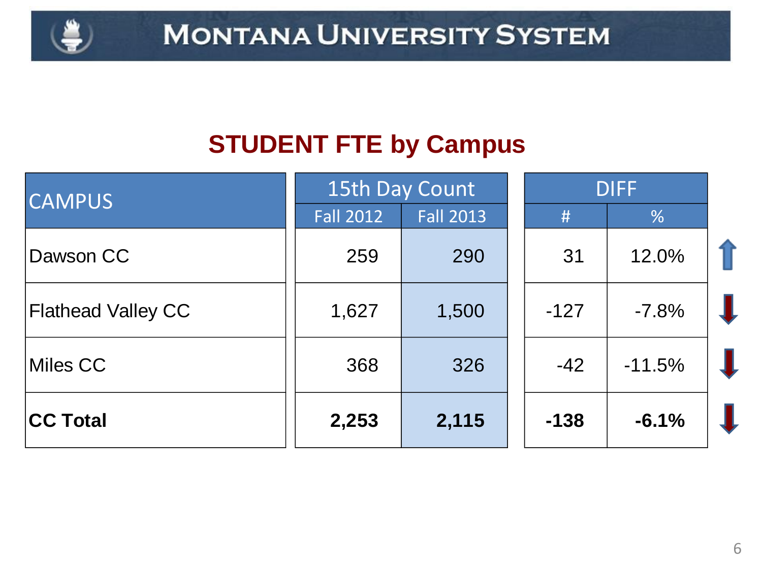# MONTANA UNIVERSITY SYSTEM

## STUDENT FTE by Campus

| CAMPUS | 15th Day Count | | DIFF | |
|---|---|---|---|---|
| | Fall 2012 | Fall 2013 | # | % |
| Dawson CC | 259 | 290 | 31 | 12.0% |
| Flathead Valley CC | 1,627 | 1,500 | -127 | -7.8% |
| Miles CC | 368 | 326 | -42 | -11.5% |
| **CC Total** | **2,253** | **2,115** | **-138** | **-6.1%** |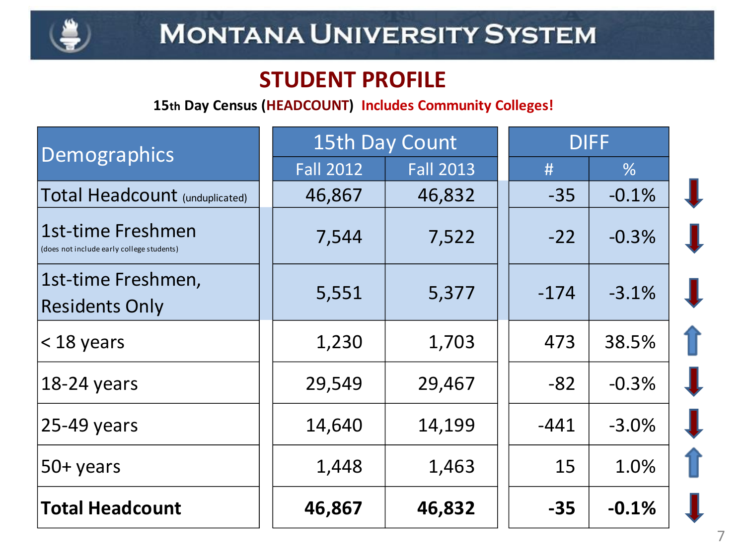# MONTANA UNIVERSITY SYSTEM

## STUDENT PROFILE

**15th Day Census (HEADCOUNT) Includes Community Colleges!**

| Demographics | 15th Day Count | | DIFF | |
|---|---|---|---|---|
| | Fall 2012 | Fall 2013 | # | % |
| Total Headcount (unduplicated) | 46,867 | 46,832 | -35 | -0.1% |
| 1st-time Freshmen (does not include early college students) | 7,544 | 7,522 | -22 | -0.3% |
| 1st-time Freshmen, Residents Only | 5,551 | 5,377 | -174 | -3.1% |
| < 18 years | 1,230 | 1,703 | 473 | 38.5% |
| 18-24 years | 29,549 | 29,467 | -82 | -0.3% |
| 25-49 years | 14,640 | 14,199 | -441 | -3.0% |
| 50+ years | 1,448 | 1,463 | 15 | 1.0% |
| **Total Headcount** | **46,867** | **46,832** | **-35** | **-0.1%** |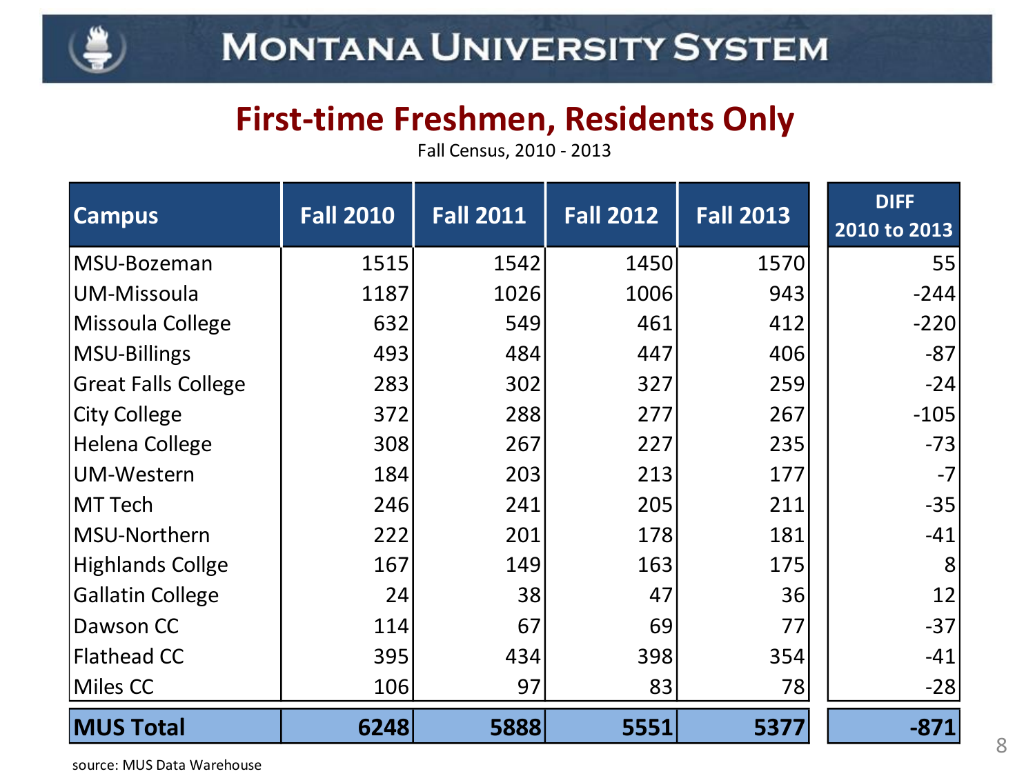# Montana University System

## First-time Freshmen, Residents Only

Fall Census, 2010 - 2013

| Campus | Fall 2010 | Fall 2011 | Fall 2012 | Fall 2013 | DIFF 2010 to 2013 |
|---|---|---|---|---|---|
| MSU-Bozeman | 1515 | 1542 | 1450 | 1570 | 55 |
| UM-Missoula | 1187 | 1026 | 1006 | 943 | -244 |
| Missoula College | 632 | 549 | 461 | 412 | -220 |
| MSU-Billings | 493 | 484 | 447 | 406 | -87 |
| Great Falls College | 283 | 302 | 327 | 259 | -24 |
| City College | 372 | 288 | 277 | 267 | -105 |
| Helena College | 308 | 267 | 227 | 235 | -73 |
| UM-Western | 184 | 203 | 213 | 177 | -7 |
| MT Tech | 246 | 241 | 205 | 211 | -35 |
| MSU-Northern | 222 | 201 | 178 | 181 | -41 |
| Highlands Collge | 167 | 149 | 163 | 175 | 8 |
| Gallatin College | 24 | 38 | 47 | 36 | 12 |
| Dawson CC | 114 | 67 | 69 | 77 | -37 |
| Flathead CC | 395 | 434 | 398 | 354 | -41 |
| Miles CC | 106 | 97 | 83 | 78 | -28 |
| **MUS Total** | **6248** | **5888** | **5551** | **5377** | **-871** |

source: MUS Data Warehouse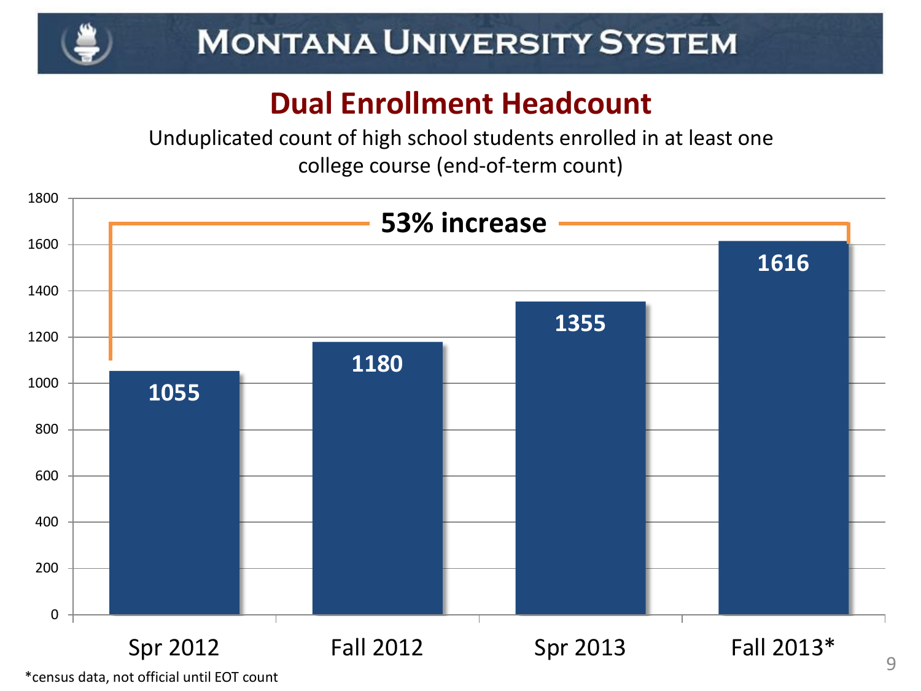# Montana University System

## Dual Enrollment Headcount

Unduplicated count of high school students enrolled in at least one college course (end-of-term count)

**53% increase**

| Term | Headcount |
|---|---|
| Spr 2012 | 1055 |
| Fall 2012 | 1180 |
| Spr 2013 | 1355 |
| Fall 2013* | 1616 |

*census data, not official until EOT count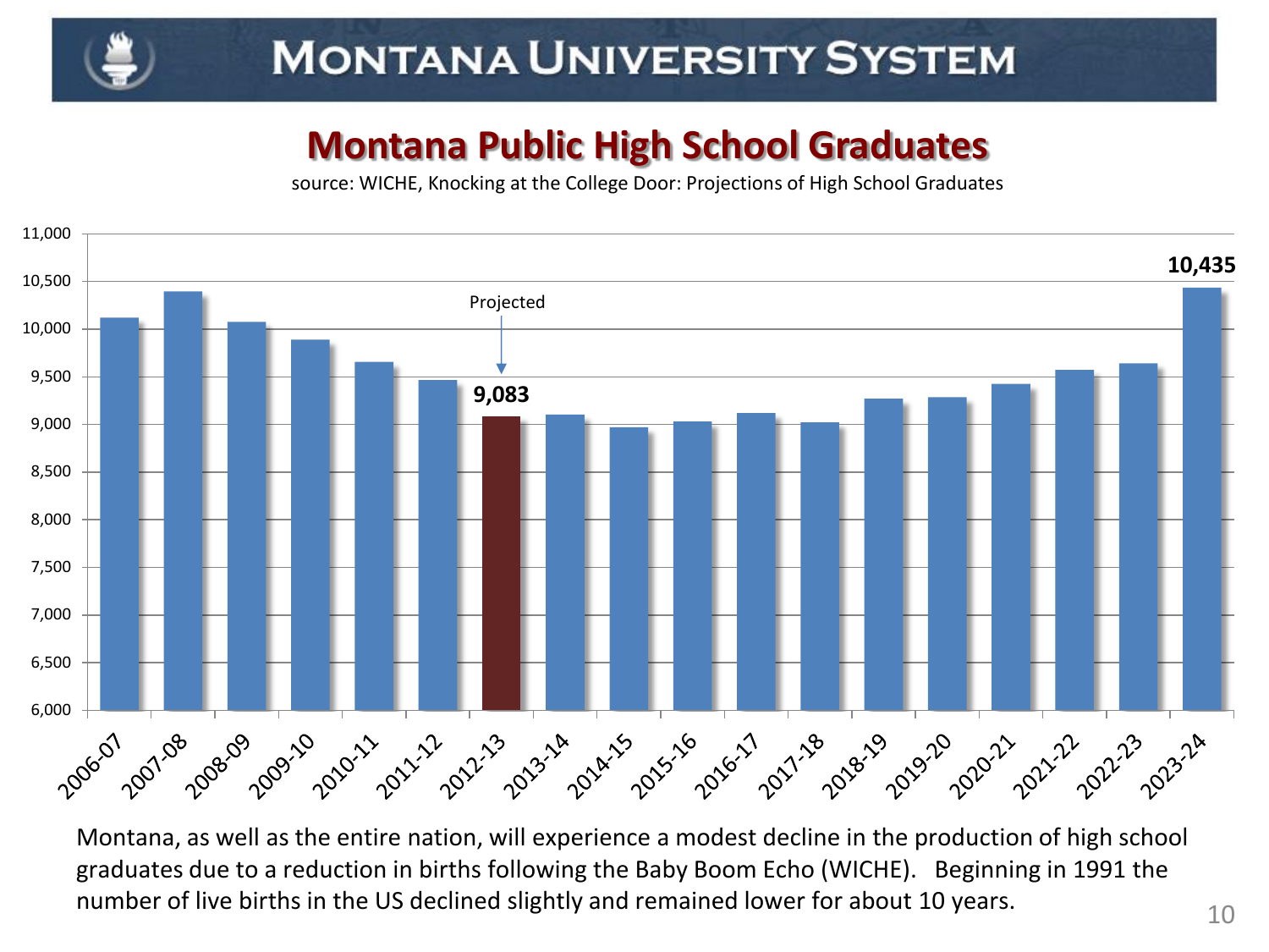# Montana University System

## Montana Public High School Graduates

source: WICHE, Knocking at the College Door: Projections of High School Graduates

Projected

9,083

10,435

Montana, as well as the entire nation, will experience a modest decline in the production of high school graduates due to a reduction in births following the Baby Boom Echo (WICHE). Beginning in 1991 the number of live births in the US declined slightly and remained lower for about 10 years.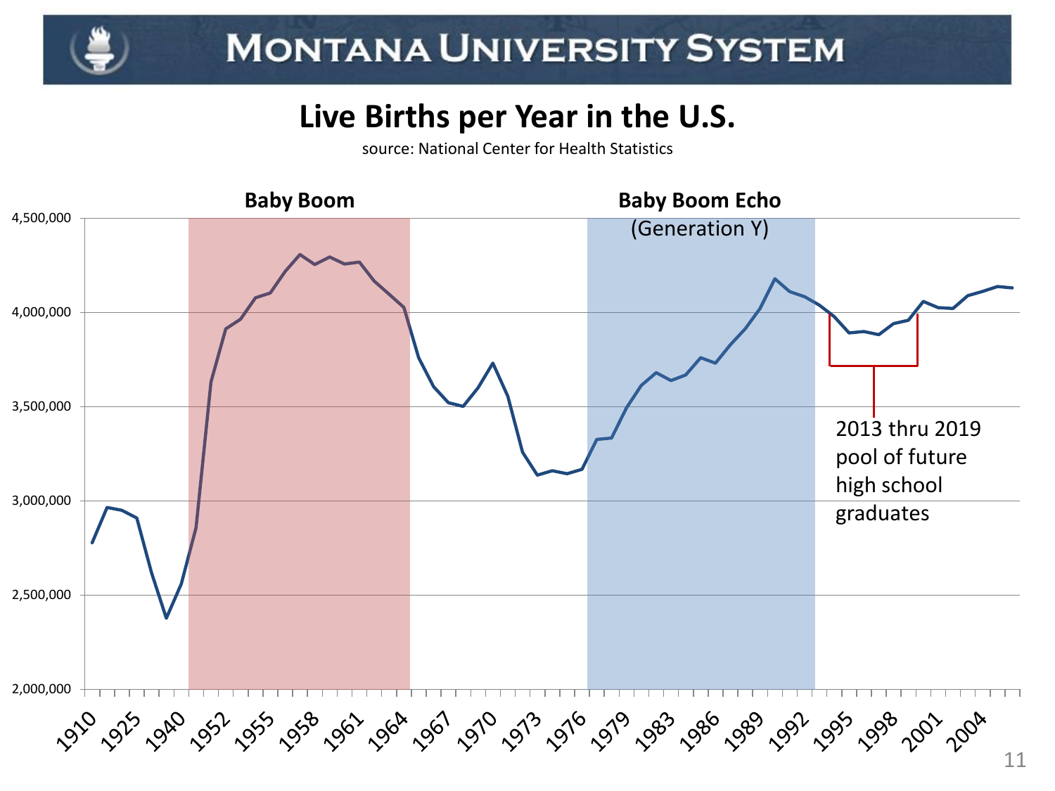# Montana University System

## Live Births per Year in the U.S.

source: National Center for Health Statistics

**Baby Boom**

**Baby Boom Echo**
(Generation Y)

2013 thru 2019 pool of future high school graduates

4,500,000
4,000,000
3,500,000
3,000,000
2,500,000
2,000,000

1910 1925 1940 1952 1955 1958 1961 1964 1967 1970 1973 1976 1979 1983 1986 1989 1992 1995 1998 2001 2004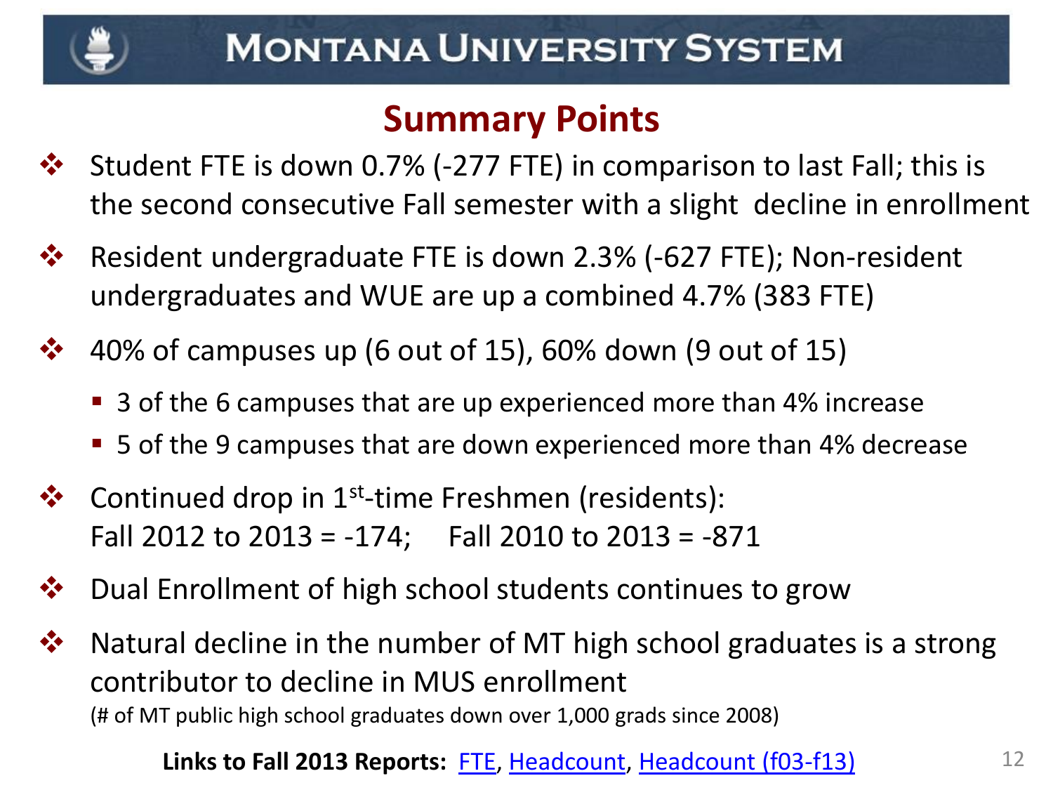# MONTANA UNIVERSITY SYSTEM

## Summary Points

- Student FTE is down 0.7% (-277 FTE) in comparison to last Fall; this is the second consecutive Fall semester with a slight decline in enrollment
- Resident undergraduate FTE is down 2.3% (-627 FTE); Non-resident undergraduates and WUE are up a combined 4.7% (383 FTE)
- 40% of campuses up (6 out of 15), 60% down (9 out of 15)
  - 3 of the 6 campuses that are up experienced more than 4% increase
  - 5 of the 9 campuses that are down experienced more than 4% decrease
- Continued drop in 1st-time Freshmen (residents):
  Fall 2012 to 2013 = -174; Fall 2010 to 2013 = -871
- Dual Enrollment of high school students continues to grow
- Natural decline in the number of MT high school graduates is a strong contributor to decline in MUS enrollment
  (# of MT public high school graduates down over 1,000 grads since 2008)

**Links to Fall 2013 Reports:** FTE, Headcount, Headcount (f03-f13)